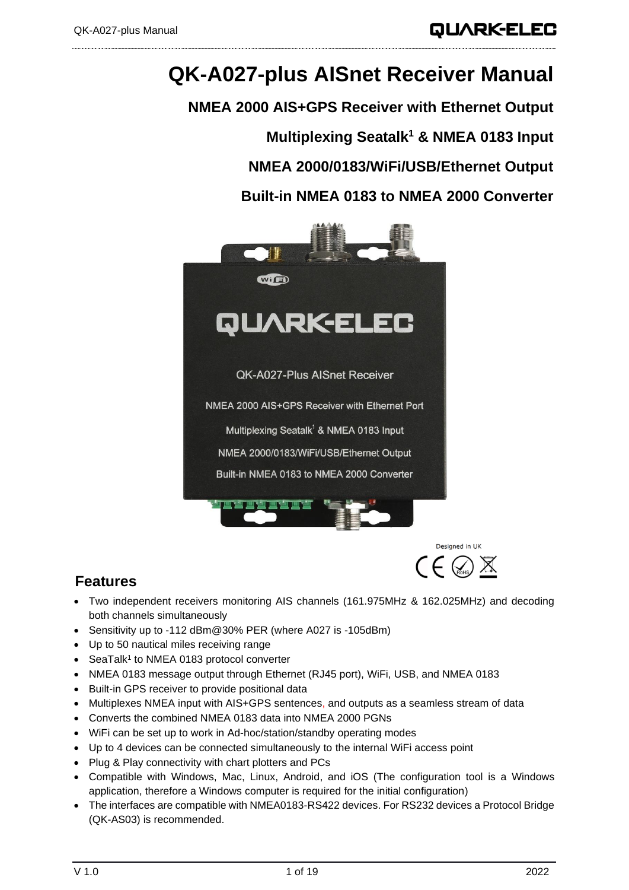# QK-A027-plus AISnet Receiver Manual

## NMEA 2000 AIS+GPS Receiver with Ethernet Output

## Multiplexing Seatalk[1] & NMEA 0183 Input

## NMEA 2000/0183/WiFi/USB/Ethernet Output

## Built-in NMEA 0183 to NMEA 2000 Converter

Designed in UK

## Features

- Two independent receivers monitoring AIS channels (161.975MHz & 162.025MHz) and decoding both channels simultaneously
- Sensitivity up to -112 dBm@30% PER (where A027 is -105dBm)
- Up to 50 nautical miles receiving range
- SeaTalk[1] to NMEA 0183 protocol converter
- NMEA 0183 message output through Ethernet (RJ45 port), WiFi, USB, and NMEA 0183
- Built-in GPS receiver to provide positional data
- Multiplexes NMEA input with AIS+GPS sentences, and outputs as a seamless stream of data
- Converts the combined NMEA 0183 data into NMEA 2000 PGNs
- WiFi can be set up to work in Ad-hoc/station/standby operating modes
- Up to 4 devices can be connected simultaneously to the internal WiFi access point
- Plug & Play connectivity with chart plotters and PCs
- Compatible with Windows, Mac, Linux, Android, and iOS (The configuration tool is a Windows application, therefore a Windows computer is required for the initial configuration)
- The interfaces are compatible with NMEA0183-RS422 devices. For RS232 devices a Protocol Bridge (QK-AS03) is recommended.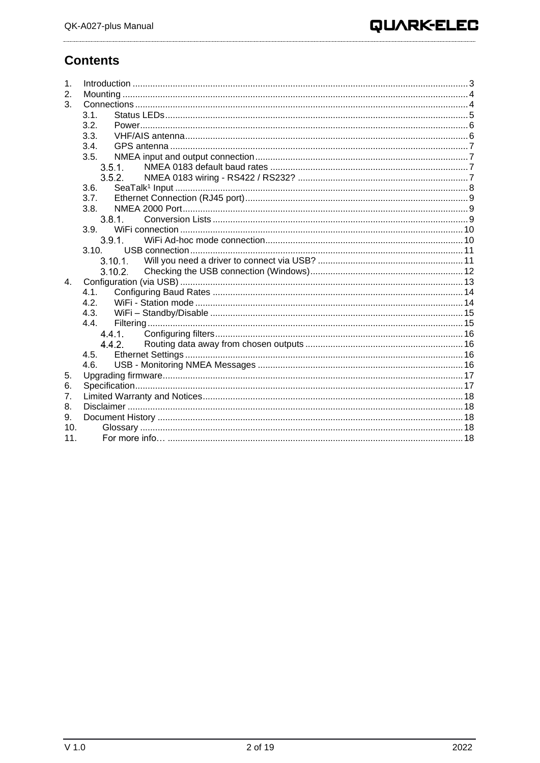# Contents

1. Introduction .......... 3
2. Mounting .......... 4
3. Connections .......... 4
   - 3.1. Status LEDs .......... 5
   - 3.2. Power .......... 6
   - 3.3. VHF/AIS antenna .......... 6
   - 3.4. GPS antenna .......... 7
   - 3.5. NMEA input and output connection .......... 7
     - 3.5.1. NMEA 0183 default baud rates .......... 7
     - 3.5.2. NMEA 0183 wiring - RS422 / RS232? .......... 7
   - 3.6. SeaTalk[1] Input .......... 8
   - 3.7. Ethernet Connection (RJ45 port) .......... 9
   - 3.8. NMEA 2000 Port .......... 9
     - 3.8.1. Conversion Lists .......... 9
   - 3.9. WiFi connection .......... 10
     - 3.9.1. WiFi Ad-hoc mode connection .......... 10
   - 3.10. USB connection .......... 11
     - 3.10.1. Will you need a driver to connect via USB? .......... 11
     - 3.10.2. Checking the USB connection (Windows) .......... 12
4. Configuration (via USB) .......... 13
   - 4.1. Configuring Baud Rates .......... 14
   - 4.2. WiFi - Station mode .......... 14
   - 4.3. WiFi – Standby/Disable .......... 15
   - 4.4. Filtering .......... 15
     - 4.4.1. Configuring filters .......... 16
     - 4.4.2. Routing data away from chosen outputs .......... 16
   - 4.5. Ethernet Settings .......... 16
   - 4.6. USB - Monitoring NMEA Messages .......... 16
5. Upgrading firmware .......... 17
6. Specification .......... 17
7. Limited Warranty and Notices .......... 18
8. Disclaimer .......... 18
9. Document History .......... 18
10. Glossary .......... 18
11. For more info… .......... 18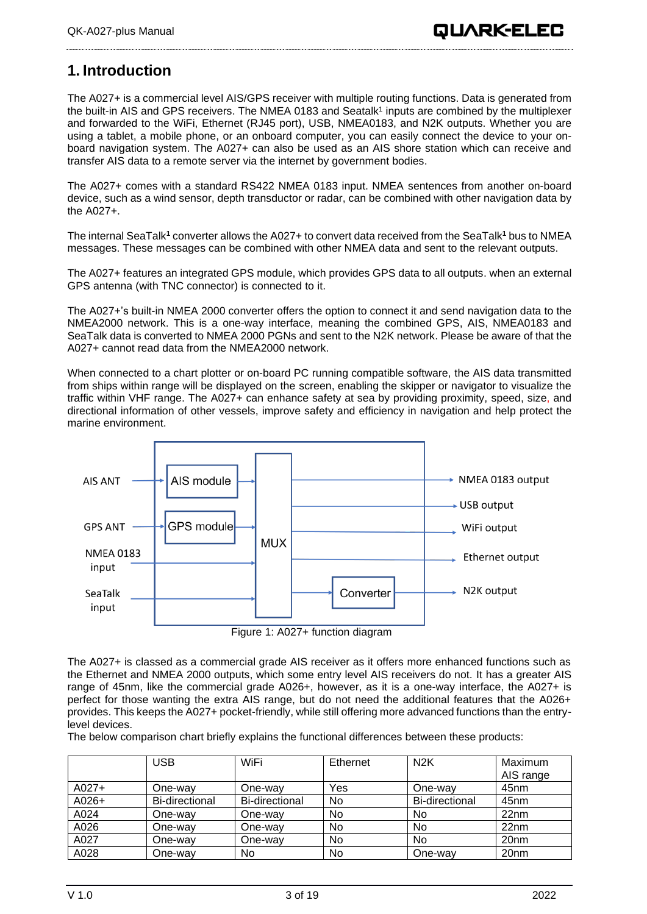# 1. Introduction

The A027+ is a commercial level AIS/GPS receiver with multiple routing functions. Data is generated from the built-in AIS and GPS receivers. The NMEA 0183 and Seatalk[1] inputs are combined by the multiplexer and forwarded to the WiFi, Ethernet (RJ45 port), USB, NMEA0183, and N2K outputs. Whether you are using a tablet, a mobile phone, or an onboard computer, you can easily connect the device to your on-board navigation system. The A027+ can also be used as an AIS shore station which can receive and transfer AIS data to a remote server via the internet by government bodies.

The A027+ comes with a standard RS422 NMEA 0183 input. NMEA sentences from another on-board device, such as a wind sensor, depth transductor or radar, can be combined with other navigation data by the A027+.

The internal SeaTalk[1] converter allows the A027+ to convert data received from the SeaTalk[1] bus to NMEA messages. These messages can be combined with other NMEA data and sent to the relevant outputs.

The A027+ features an integrated GPS module, which provides GPS data to all outputs. when an external GPS antenna (with TNC connector) is connected to it.

The A027+'s built-in NMEA 2000 converter offers the option to connect it and send navigation data to the NMEA2000 network. This is a one-way interface, meaning the combined GPS, AIS, NMEA0183 and SeaTalk data is converted to NMEA 2000 PGNs and sent to the N2K network. Please be aware of that the A027+ cannot read data from the NMEA2000 network.

When connected to a chart plotter or on-board PC running compatible software, the AIS data transmitted from ships within range will be displayed on the screen, enabling the skipper or navigator to visualize the traffic within VHF range. The A027+ can enhance safety at sea by providing proximity, speed, size, and directional information of other vessels, improve safety and efficiency in navigation and help protect the marine environment.

Figure 1: A027+ function diagram

The A027+ is classed as a commercial grade AIS receiver as it offers more enhanced functions such as the Ethernet and NMEA 2000 outputs, which some entry level AIS receivers do not. It has a greater AIS range of 45nm, like the commercial grade A026+, however, as it is a one-way interface, the A027+ is perfect for those wanting the extra AIS range, but do not need the additional features that the A026+ provides. This keeps the A027+ pocket-friendly, while still offering more advanced functions than the entry-level devices.
The below comparison chart briefly explains the functional differences between these products:

| | USB | WiFi | Ethernet | N2K | Maximum AIS range |
|---|---|---|---|---|---|
| A027+ | One-way | One-way | Yes | One-way | 45nm |
| A026+ | Bi-directional | Bi-directional | No | Bi-directional | 45nm |
| A024 | One-way | One-way | No | No | 22nm |
| A026 | One-way | One-way | No | No | 22nm |
| A027 | One-way | One-way | No | No | 20nm |
| A028 | One-way | No | No | One-way | 20nm |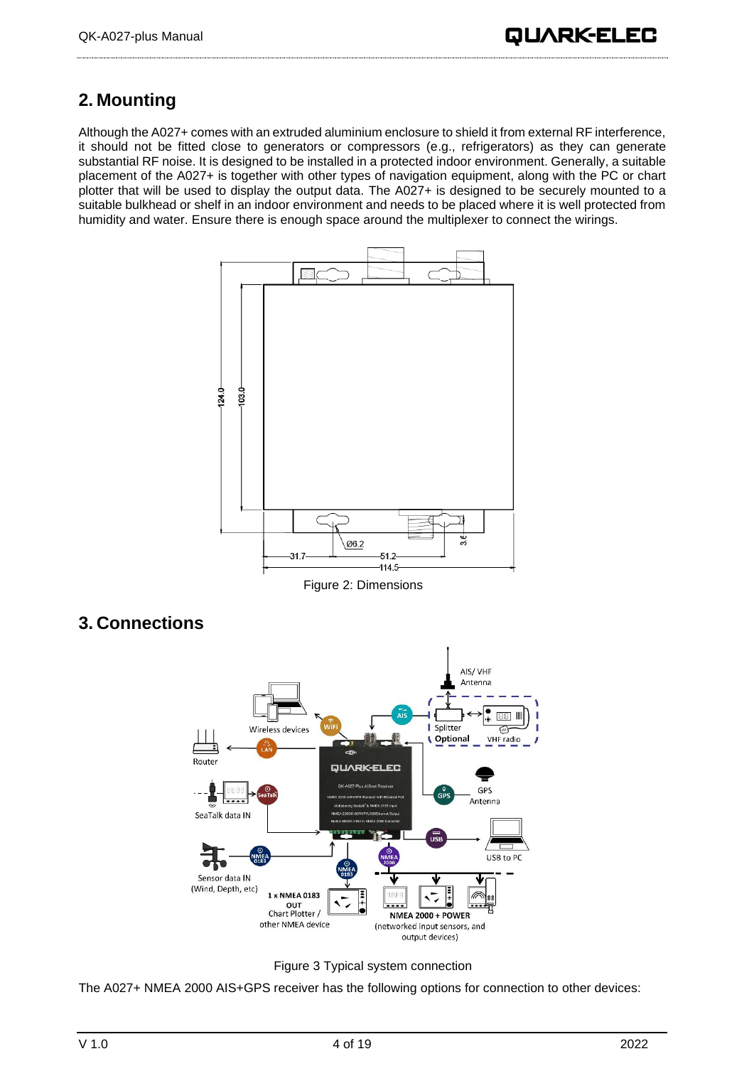## 2. Mounting

Although the A027+ comes with an extruded aluminium enclosure to shield it from external RF interference, it should not be fitted close to generators or compressors (e.g., refrigerators) as they can generate substantial RF noise. It is designed to be installed in a protected indoor environment. Generally, a suitable placement of the A027+ is together with other types of navigation equipment, along with the PC or chart plotter that will be used to display the output data. The A027+ is designed to be securely mounted to a suitable bulkhead or shelf in an indoor environment and needs to be placed where it is well protected from humidity and water. Ensure there is enough space around the multiplexer to connect the wirings.

Figure 2: Dimensions

## 3. Connections

Figure 3 Typical system connection

The A027+ NMEA 2000 AIS+GPS receiver has the following options for connection to other devices: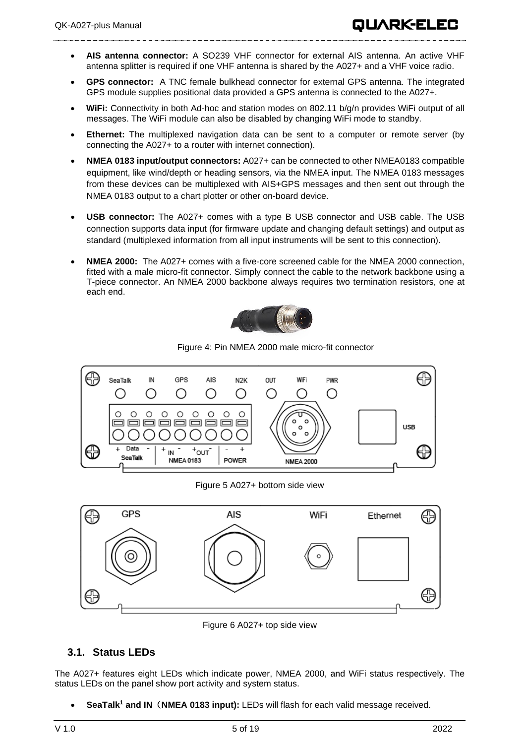- **AIS antenna connector:** A SO239 VHF connector for external AIS antenna. An active VHF antenna splitter is required if one VHF antenna is shared by the A027+ and a VHF voice radio.
- **GPS connector:** A TNC female bulkhead connector for external GPS antenna. The integrated GPS module supplies positional data provided a GPS antenna is connected to the A027+.
- **WiFi:** Connectivity in both Ad-hoc and station modes on 802.11 b/g/n provides WiFi output of all messages. The WiFi module can also be disabled by changing WiFi mode to standby.
- **Ethernet:** The multiplexed navigation data can be sent to a computer or remote server (by connecting the A027+ to a router with internet connection).
- **NMEA 0183 input/output connectors:** A027+ can be connected to other NMEA0183 compatible equipment, like wind/depth or heading sensors, via the NMEA input. The NMEA 0183 messages from these devices can be multiplexed with AIS+GPS messages and then sent out through the NMEA 0183 output to a chart plotter or other on-board device.
- **USB connector:** The A027+ comes with a type B USB connector and USB cable. The USB connection supports data input (for firmware update and changing default settings) and output as standard (multiplexed information from all input instruments will be sent to this connection).
- **NMEA 2000:** The A027+ comes with a five-core screened cable for the NMEA 2000 connection, fitted with a male micro-fit connector. Simply connect the cable to the network backbone using a T-piece connector. An NMEA 2000 backbone always requires two termination resistors, one at each end.

Figure 4: Pin NMEA 2000 male micro-fit connector

Figure 5 A027+ bottom side view

Figure 6 A027+ top side view

## 3.1. Status LEDs

The A027+ features eight LEDs which indicate power, NMEA 2000, and WiFi status respectively. The status LEDs on the panel show port activity and system status.

- **SeaTalk[1] and IN（NMEA 0183 input):** LEDs will flash for each valid message received.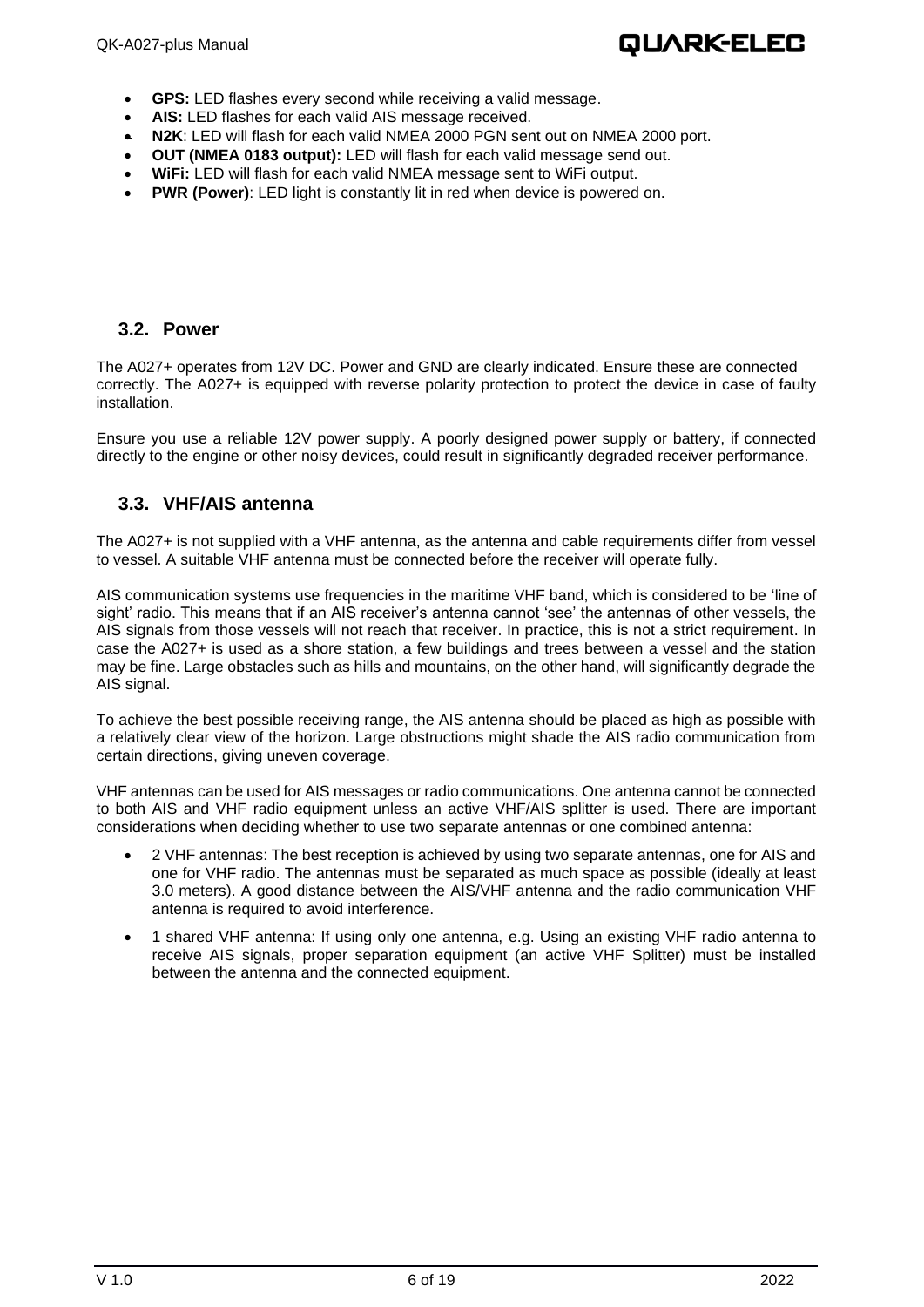- **GPS:** LED flashes every second while receiving a valid message.
- **AIS:** LED flashes for each valid AIS message received.
- **N2K**: LED will flash for each valid NMEA 2000 PGN sent out on NMEA 2000 port.
- **OUT (NMEA 0183 output):** LED will flash for each valid message send out.
- **WiFi:** LED will flash for each valid NMEA message sent to WiFi output.
- **PWR (Power)**: LED light is constantly lit in red when device is powered on.

## 3.2. Power

The A027+ operates from 12V DC. Power and GND are clearly indicated. Ensure these are connected correctly. The A027+ is equipped with reverse polarity protection to protect the device in case of faulty installation.

Ensure you use a reliable 12V power supply. A poorly designed power supply or battery, if connected directly to the engine or other noisy devices, could result in significantly degraded receiver performance.

## 3.3. VHF/AIS antenna

The A027+ is not supplied with a VHF antenna, as the antenna and cable requirements differ from vessel to vessel. A suitable VHF antenna must be connected before the receiver will operate fully.

AIS communication systems use frequencies in the maritime VHF band, which is considered to be 'line of sight' radio. This means that if an AIS receiver's antenna cannot 'see' the antennas of other vessels, the AIS signals from those vessels will not reach that receiver. In practice, this is not a strict requirement. In case the A027+ is used as a shore station, a few buildings and trees between a vessel and the station may be fine. Large obstacles such as hills and mountains, on the other hand, will significantly degrade the AIS signal.

To achieve the best possible receiving range, the AIS antenna should be placed as high as possible with a relatively clear view of the horizon. Large obstructions might shade the AIS radio communication from certain directions, giving uneven coverage.

VHF antennas can be used for AIS messages or radio communications. One antenna cannot be connected to both AIS and VHF radio equipment unless an active VHF/AIS splitter is used. There are important considerations when deciding whether to use two separate antennas or one combined antenna:

- 2 VHF antennas: The best reception is achieved by using two separate antennas, one for AIS and one for VHF radio. The antennas must be separated as much space as possible (ideally at least 3.0 meters). A good distance between the AIS/VHF antenna and the radio communication VHF antenna is required to avoid interference.
- 1 shared VHF antenna: If using only one antenna, e.g. Using an existing VHF radio antenna to receive AIS signals, proper separation equipment (an active VHF Splitter) must be installed between the antenna and the connected equipment.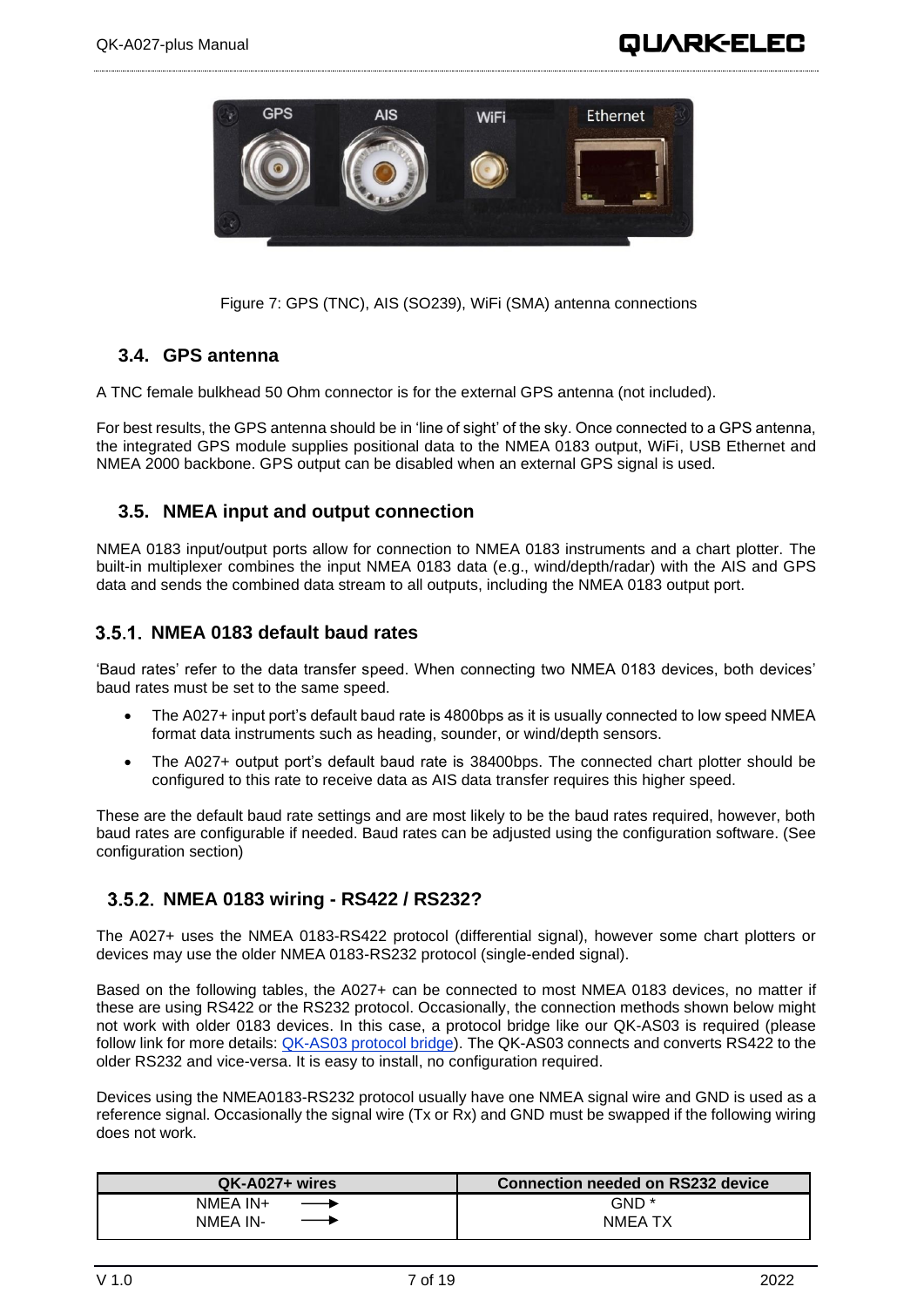Figure 7: GPS (TNC), AIS (SO239), WiFi (SMA) antenna connections

## 3.4. GPS antenna

A TNC female bulkhead 50 Ohm connector is for the external GPS antenna (not included).

For best results, the GPS antenna should be in 'line of sight' of the sky. Once connected to a GPS antenna, the integrated GPS module supplies positional data to the NMEA 0183 output, WiFi, USB Ethernet and NMEA 2000 backbone. GPS output can be disabled when an external GPS signal is used.

## 3.5. NMEA input and output connection

NMEA 0183 input/output ports allow for connection to NMEA 0183 instruments and a chart plotter. The built-in multiplexer combines the input NMEA 0183 data (e.g., wind/depth/radar) with the AIS and GPS data and sends the combined data stream to all outputs, including the NMEA 0183 output port.

### 3.5.1. NMEA 0183 default baud rates

'Baud rates' refer to the data transfer speed. When connecting two NMEA 0183 devices, both devices' baud rates must be set to the same speed.

- The A027+ input port's default baud rate is 4800bps as it is usually connected to low speed NMEA format data instruments such as heading, sounder, or wind/depth sensors.
- The A027+ output port's default baud rate is 38400bps. The connected chart plotter should be configured to this rate to receive data as AIS data transfer requires this higher speed.

These are the default baud rate settings and are most likely to be the baud rates required, however, both baud rates are configurable if needed. Baud rates can be adjusted using the configuration software. (See configuration section)

### 3.5.2. NMEA 0183 wiring - RS422 / RS232?

The A027+ uses the NMEA 0183-RS422 protocol (differential signal), however some chart plotters or devices may use the older NMEA 0183-RS232 protocol (single-ended signal).

Based on the following tables, the A027+ can be connected to most NMEA 0183 devices, no matter if these are using RS422 or the RS232 protocol. Occasionally, the connection methods shown below might not work with older 0183 devices. In this case, a protocol bridge like our QK-AS03 is required (please follow link for more details: QK-AS03 protocol bridge). The QK-AS03 connects and converts RS422 to the older RS232 and vice-versa. It is easy to install, no configuration required.

Devices using the NMEA0183-RS232 protocol usually have one NMEA signal wire and GND is used as a reference signal. Occasionally the signal wire (Tx or Rx) and GND must be swapped if the following wiring does not work.

| QK-A027+ wires | Connection needed on RS232 device |
|---|---|
| NMEA IN+ ⟶ | GND * |
| NMEA IN- ⟶ | NMEA TX |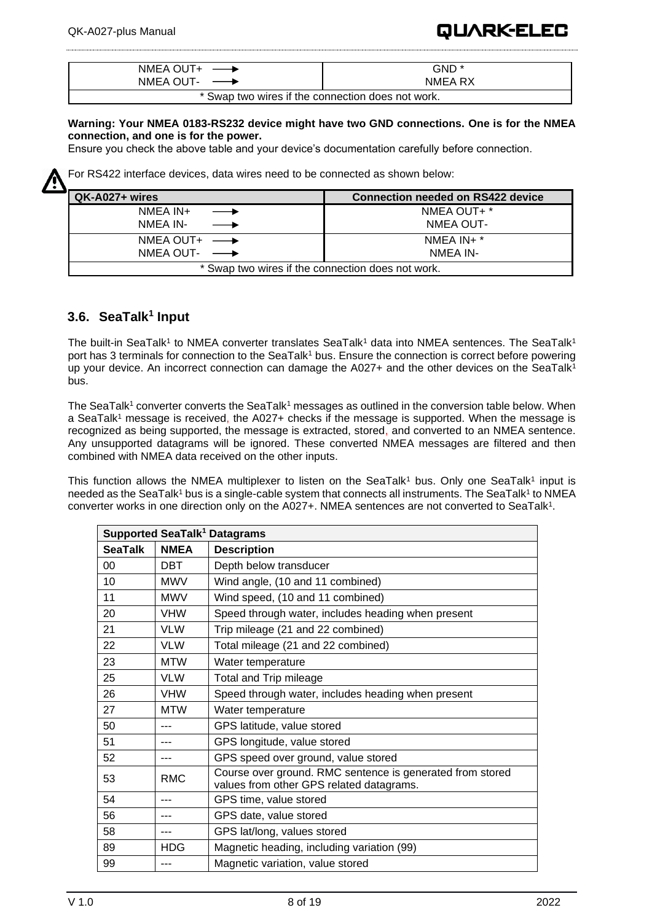| NMEA OUT+ ⟶<br>NMEA OUT- ⟶ | GND *<br>NMEA RX |
| --- | --- |
| * Swap two wires if the connection does not work. | |

**Warning: Your NMEA 0183-RS232 device might have two GND connections. One is for the NMEA connection, and one is for the power.**
Ensure you check the above table and your device's documentation carefully before connection.

For RS422 interface devices, data wires need to be connected as shown below:

| QK-A027+ wires | Connection needed on RS422 device |
| --- | --- |
| NMEA IN+ ⟶<br>NMEA IN- ⟶ | NMEA OUT+ *<br>NMEA OUT- |
| NMEA OUT+ ⟶<br>NMEA OUT- ⟶ | NMEA IN+ *<br>NMEA IN- |
| * Swap two wires if the connection does not work. | |

## 3.6. SeaTalk[1] Input

The built-in SeaTalk[1] to NMEA converter translates SeaTalk[1] data into NMEA sentences. The SeaTalk[1] port has 3 terminals for connection to the SeaTalk[1] bus. Ensure the connection is correct before powering up your device. An incorrect connection can damage the A027+ and the other devices on the SeaTalk[1] bus.

The SeaTalk[1] converter converts the SeaTalk[1] messages as outlined in the conversion table below. When a SeaTalk[1] message is received, the A027+ checks if the message is supported. When the message is recognized as being supported, the message is extracted, stored, and converted to an NMEA sentence. Any unsupported datagrams will be ignored. These converted NMEA messages are filtered and then combined with NMEA data received on the other inputs.

This function allows the NMEA multiplexer to listen on the SeaTalk[1] bus. Only one SeaTalk[1] input is needed as the SeaTalk[1] bus is a single-cable system that connects all instruments. The SeaTalk[1] to NMEA converter works in one direction only on the A027+. NMEA sentences are not converted to SeaTalk[1].

| Supported SeaTalk[1] Datagrams | | |
| --- | --- | --- |
| **SeaTalk** | **NMEA** | **Description** |
| 00 | DBT | Depth below transducer |
| 10 | MWV | Wind angle, (10 and 11 combined) |
| 11 | MWV | Wind speed, (10 and 11 combined) |
| 20 | VHW | Speed through water, includes heading when present |
| 21 | VLW | Trip mileage (21 and 22 combined) |
| 22 | VLW | Total mileage (21 and 22 combined) |
| 23 | MTW | Water temperature |
| 25 | VLW | Total and Trip mileage |
| 26 | VHW | Speed through water, includes heading when present |
| 27 | MTW | Water temperature |
| 50 | --- | GPS latitude, value stored |
| 51 | --- | GPS longitude, value stored |
| 52 | --- | GPS speed over ground, value stored |
| 53 | RMC | Course over ground. RMC sentence is generated from stored values from other GPS related datagrams. |
| 54 | --- | GPS time, value stored |
| 56 | --- | GPS date, value stored |
| 58 | --- | GPS lat/long, values stored |
| 89 | HDG | Magnetic heading, including variation (99) |
| 99 | --- | Magnetic variation, value stored |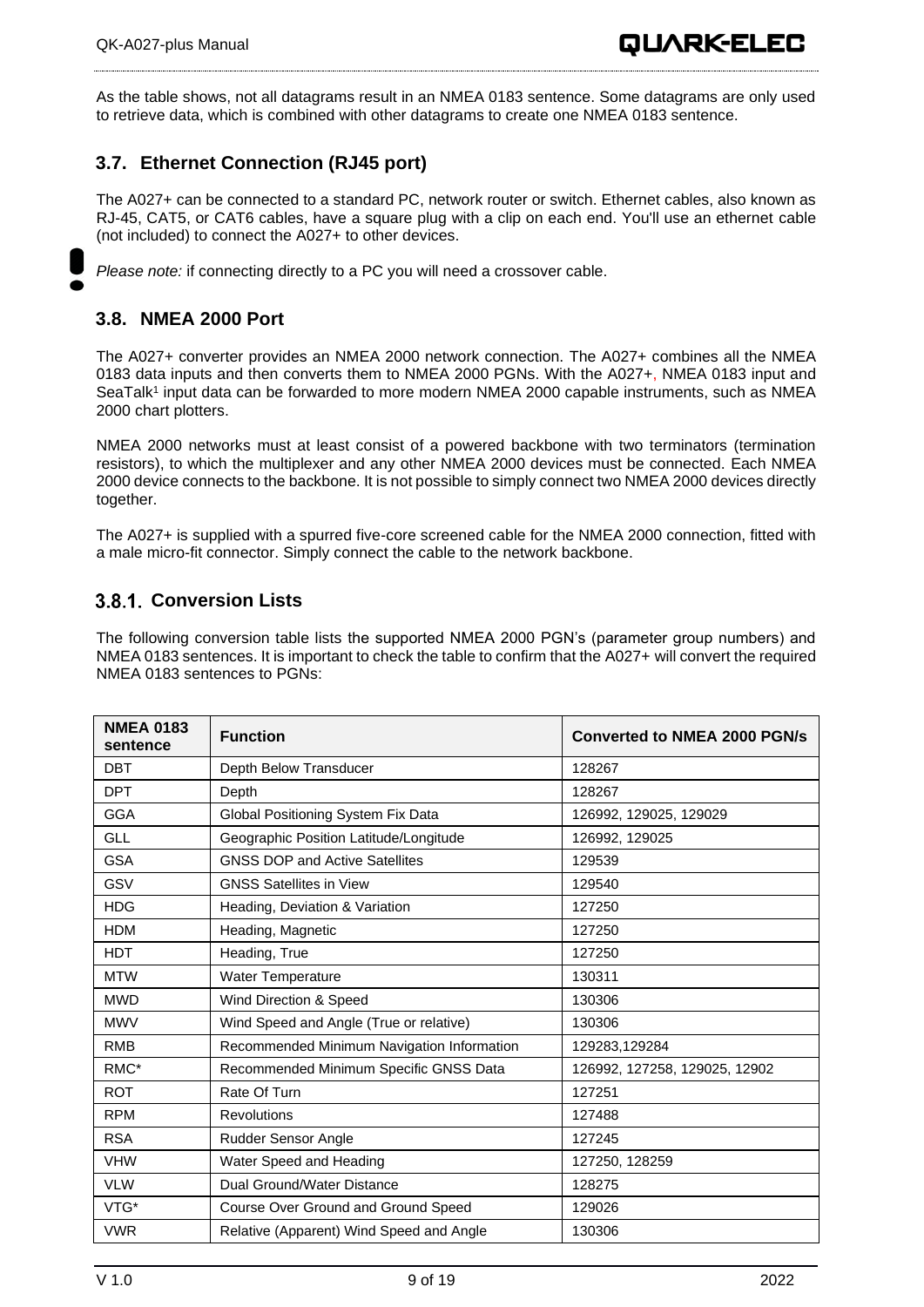As the table shows, not all datagrams result in an NMEA 0183 sentence. Some datagrams are only used to retrieve data, which is combined with other datagrams to create one NMEA 0183 sentence.

## 3.7. Ethernet Connection (RJ45 port)

The A027+ can be connected to a standard PC, network router or switch. Ethernet cables, also known as RJ-45, CAT5, or CAT6 cables, have a square plug with a clip on each end. You'll use an ethernet cable (not included) to connect the A027+ to other devices.

*Please note:* if connecting directly to a PC you will need a crossover cable.

## 3.8. NMEA 2000 Port

The A027+ converter provides an NMEA 2000 network connection. The A027+ combines all the NMEA 0183 data inputs and then converts them to NMEA 2000 PGNs. With the A027+, NMEA 0183 input and SeaTalk[1] input data can be forwarded to more modern NMEA 2000 capable instruments, such as NMEA 2000 chart plotters.

NMEA 2000 networks must at least consist of a powered backbone with two terminators (termination resistors), to which the multiplexer and any other NMEA 2000 devices must be connected. Each NMEA 2000 device connects to the backbone. It is not possible to simply connect two NMEA 2000 devices directly together.

The A027+ is supplied with a spurred five-core screened cable for the NMEA 2000 connection, fitted with a male micro-fit connector. Simply connect the cable to the network backbone.

### 3.8.1. Conversion Lists

The following conversion table lists the supported NMEA 2000 PGN's (parameter group numbers) and NMEA 0183 sentences. It is important to check the table to confirm that the A027+ will convert the required NMEA 0183 sentences to PGNs:

| NMEA 0183 sentence | Function | Converted to NMEA 2000 PGN/s |
|---|---|---|
| DBT | Depth Below Transducer | 128267 |
| DPT | Depth | 128267 |
| GGA | Global Positioning System Fix Data | 126992, 129025, 129029 |
| GLL | Geographic Position Latitude/Longitude | 126992, 129025 |
| GSA | GNSS DOP and Active Satellites | 129539 |
| GSV | GNSS Satellites in View | 129540 |
| HDG | Heading, Deviation & Variation | 127250 |
| HDM | Heading, Magnetic | 127250 |
| HDT | Heading, True | 127250 |
| MTW | Water Temperature | 130311 |
| MWD | Wind Direction & Speed | 130306 |
| MWV | Wind Speed and Angle (True or relative) | 130306 |
| RMB | Recommended Minimum Navigation Information | 129283,129284 |
| RMC* | Recommended Minimum Specific GNSS Data | 126992, 127258, 129025, 12902 |
| ROT | Rate Of Turn | 127251 |
| RPM | Revolutions | 127488 |
| RSA | Rudder Sensor Angle | 127245 |
| VHW | Water Speed and Heading | 127250, 128259 |
| VLW | Dual Ground/Water Distance | 128275 |
| VTG* | Course Over Ground and Ground Speed | 129026 |
| VWR | Relative (Apparent) Wind Speed and Angle | 130306 |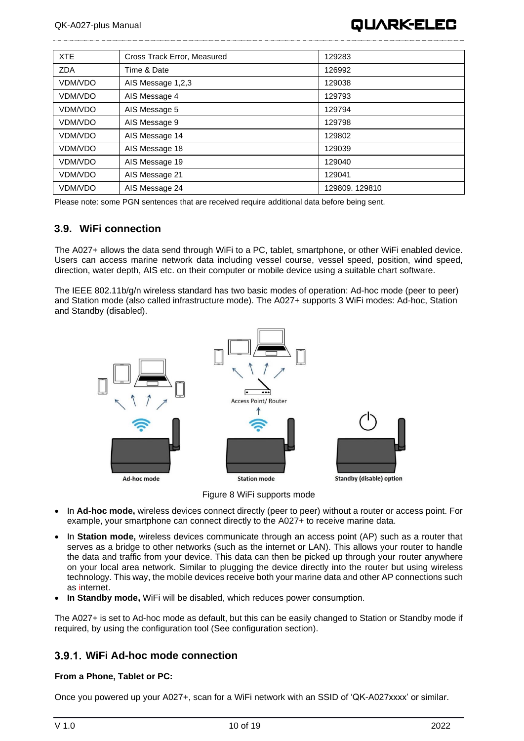| XTE | Cross Track Error, Measured | 129283 |
|---|---|---|
| ZDA | Time & Date | 126992 |
| VDM/VDO | AIS Message 1,2,3 | 129038 |
| VDM/VDO | AIS Message 4 | 129793 |
| VDM/VDO | AIS Message 5 | 129794 |
| VDM/VDO | AIS Message 9 | 129798 |
| VDM/VDO | AIS Message 14 | 129802 |
| VDM/VDO | AIS Message 18 | 129039 |
| VDM/VDO | AIS Message 19 | 129040 |
| VDM/VDO | AIS Message 21 | 129041 |
| VDM/VDO | AIS Message 24 | 129809. 129810 |

Please note: some PGN sentences that are received require additional data before being sent.

## 3.9. WiFi connection

The A027+ allows the data send through WiFi to a PC, tablet, smartphone, or other WiFi enabled device. Users can access marine network data including vessel course, vessel speed, position, wind speed, direction, water depth, AIS etc. on their computer or mobile device using a suitable chart software.

The IEEE 802.11b/g/n wireless standard has two basic modes of operation: Ad-hoc mode (peer to peer) and Station mode (also called infrastructure mode). The A027+ supports 3 WiFi modes: Ad-hoc, Station and Standby (disabled).

Figure 8 WiFi supports mode

- In **Ad-hoc mode,** wireless devices connect directly (peer to peer) without a router or access point. For example, your smartphone can connect directly to the A027+ to receive marine data.
- In **Station mode,** wireless devices communicate through an access point (AP) such as a router that serves as a bridge to other networks (such as the internet or LAN). This allows your router to handle the data and traffic from your device. This data can then be picked up through your router anywhere on your local area network. Similar to plugging the device directly into the router but using wireless technology. This way, the mobile devices receive both your marine data and other AP connections such as internet.
- **In Standby mode,** WiFi will be disabled, which reduces power consumption.

The A027+ is set to Ad-hoc mode as default, but this can be easily changed to Station or Standby mode if required, by using the configuration tool (See configuration section).

### 3.9.1. WiFi Ad-hoc mode connection

**From a Phone, Tablet or PC:**

Once you powered up your A027+, scan for a WiFi network with an SSID of 'QK-A027xxxx' or similar.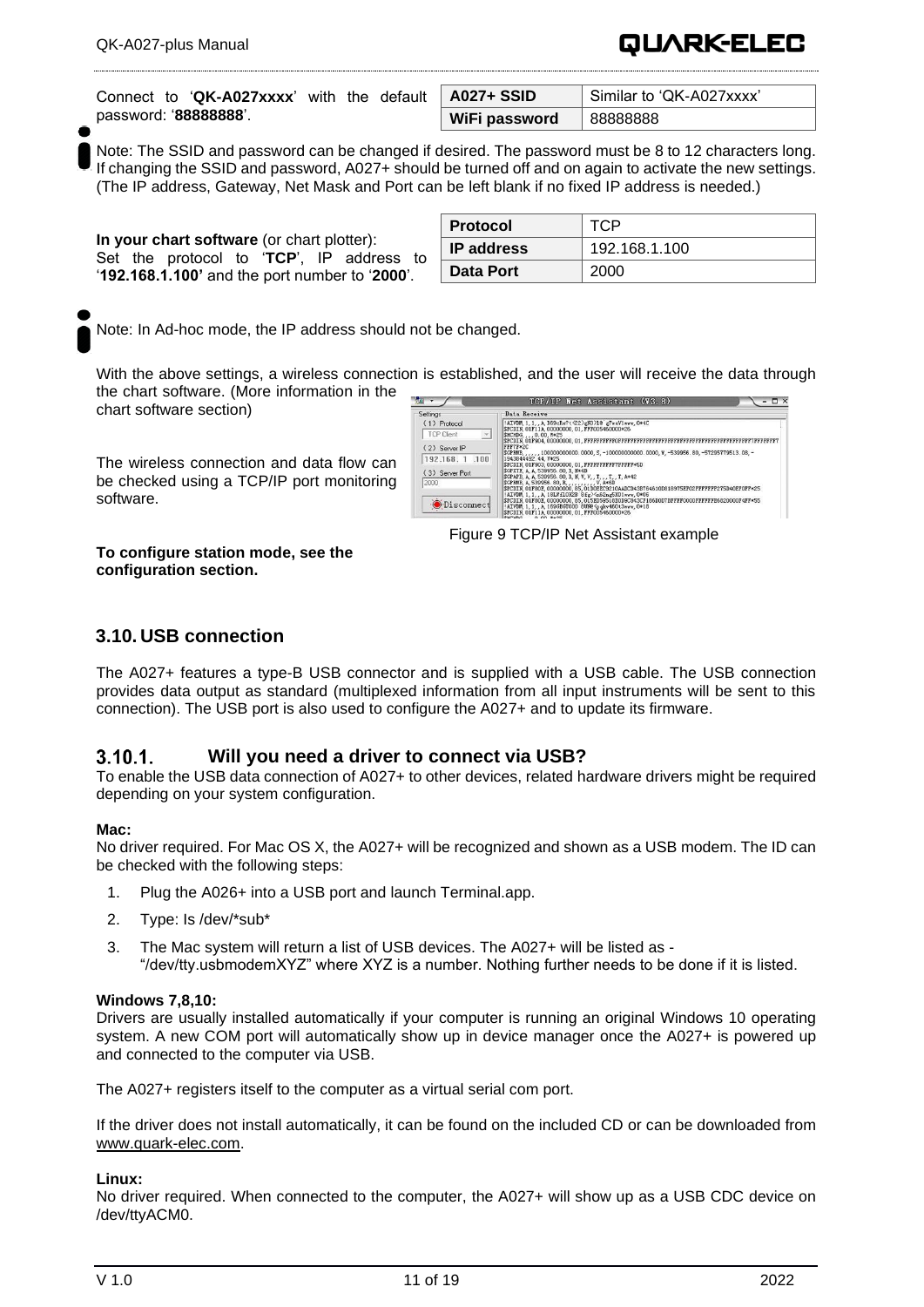Connect to '**QK-A027xxxx**' with the default password: '**88888888**'.

| A027+ SSID | Similar to 'QK-A027xxxx' |
| --- | --- |
| WiFi password | 88888888 |

Note: The SSID and password can be changed if desired. The password must be 8 to 12 characters long. If changing the SSID and password, A027+ should be turned off and on again to activate the new settings. (The IP address, Gateway, Net Mask and Port can be left blank if no fixed IP address is needed.)

**In your chart software** (or chart plotter): Set the protocol to '**TCP**', IP address to '**192.168.1.100'** and the port number to '**2000**'.

| Protocol | TCP |
| --- | --- |
| IP address | 192.168.1.100 |
| Data Port | 2000 |

Note: In Ad-hoc mode, the IP address should not be changed.

With the above settings, a wireless connection is established, and the user will receive the data through the chart software. (More information in the chart software section)

The wireless connection and data flow can be checked using a TCP/IP port monitoring software.

Figure 9 TCP/IP Net Assistant example

**To configure station mode, see the configuration section.**

## 3.10. USB connection

The A027+ features a type-B USB connector and is supplied with a USB cable. The USB connection provides data output as standard (multiplexed information from all input instruments will be sent to this connection). The USB port is also used to configure the A027+ and to update its firmware.

### 3.10.1. Will you need a driver to connect via USB?

To enable the USB data connection of A027+ to other devices, related hardware drivers might be required depending on your system configuration.

**Mac:**
No driver required. For Mac OS X, the A027+ will be recognized and shown as a USB modem. The ID can be checked with the following steps:

1. Plug the A026+ into a USB port and launch Terminal.app.
2. Type: ls /dev/*sub*
3. The Mac system will return a list of USB devices. The A027+ will be listed as - "/dev/tty.usbmodemXYZ" where XYZ is a number. Nothing further needs to be done if it is listed.

**Windows 7,8,10:**
Drivers are usually installed automatically if your computer is running an original Windows 10 operating system. A new COM port will automatically show up in device manager once the A027+ is powered up and connected to the computer via USB.

The A027+ registers itself to the computer as a virtual serial com port.

If the driver does not install automatically, it can be found on the included CD or can be downloaded from www.quark-elec.com.

**Linux:**
No driver required. When connected to the computer, the A027+ will show up as a USB CDC device on /dev/ttyACM0.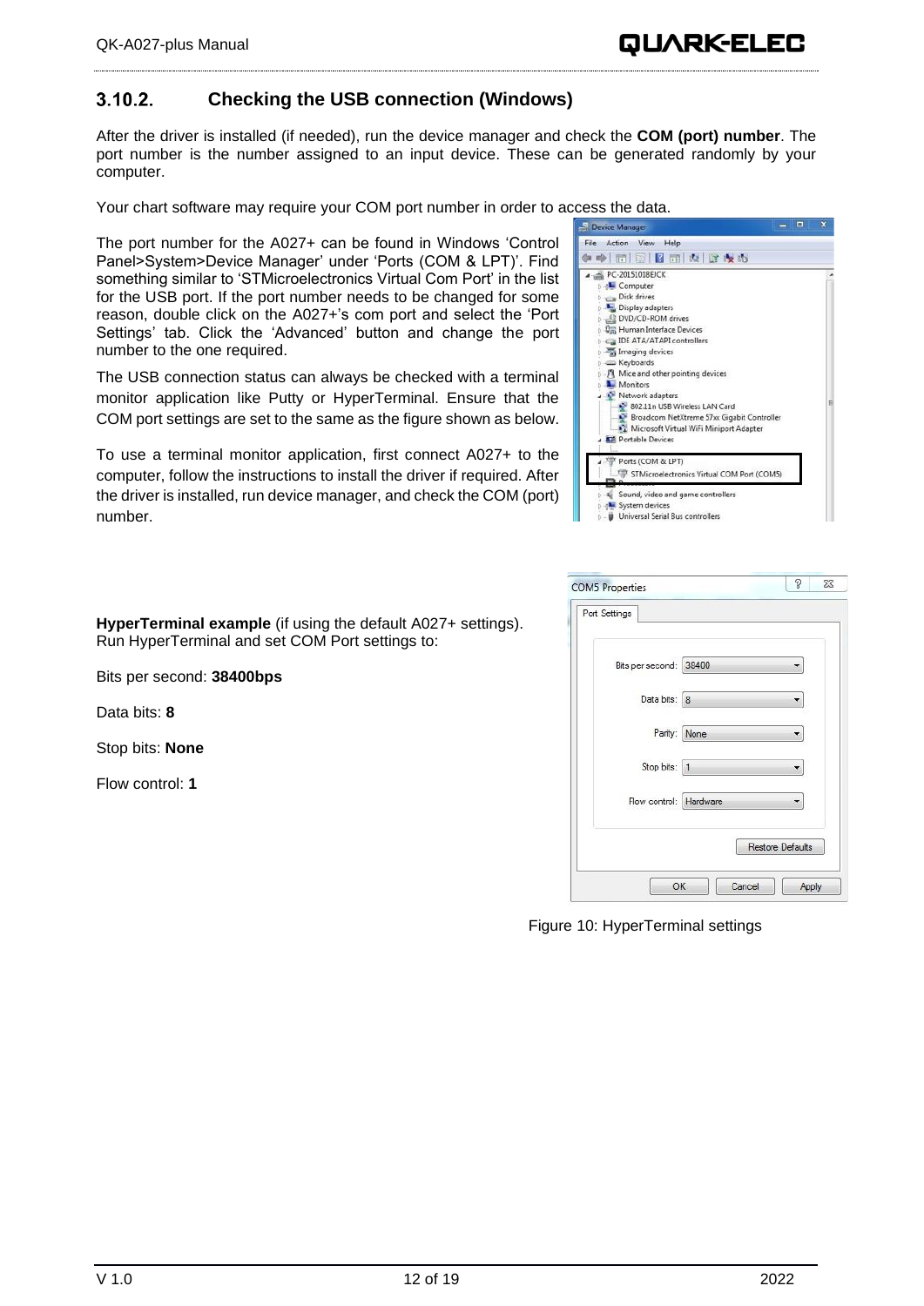### 3.10.2. Checking the USB connection (Windows)

After the driver is installed (if needed), run the device manager and check the **COM (port) number**. The port number is the number assigned to an input device. These can be generated randomly by your computer.

Your chart software may require your COM port number in order to access the data.

The port number for the A027+ can be found in Windows 'Control Panel>System>Device Manager' under 'Ports (COM & LPT)'. Find something similar to 'STMicroelectronics Virtual Com Port' in the list for the USB port. If the port number needs to be changed for some reason, double click on the A027+'s com port and select the 'Port Settings' tab. Click the 'Advanced' button and change the port number to the one required.

The USB connection status can always be checked with a terminal monitor application like Putty or HyperTerminal. Ensure that the COM port settings are set to the same as the figure shown as below.

To use a terminal monitor application, first connect A027+ to the computer, follow the instructions to install the driver if required. After the driver is installed, run device manager, and check the COM (port) number.

**HyperTerminal example** (if using the default A027+ settings). Run HyperTerminal and set COM Port settings to:

Bits per second: **38400bps**

Data bits: **8**

Stop bits: **None**

Flow control: **1**

Figure 10: HyperTerminal settings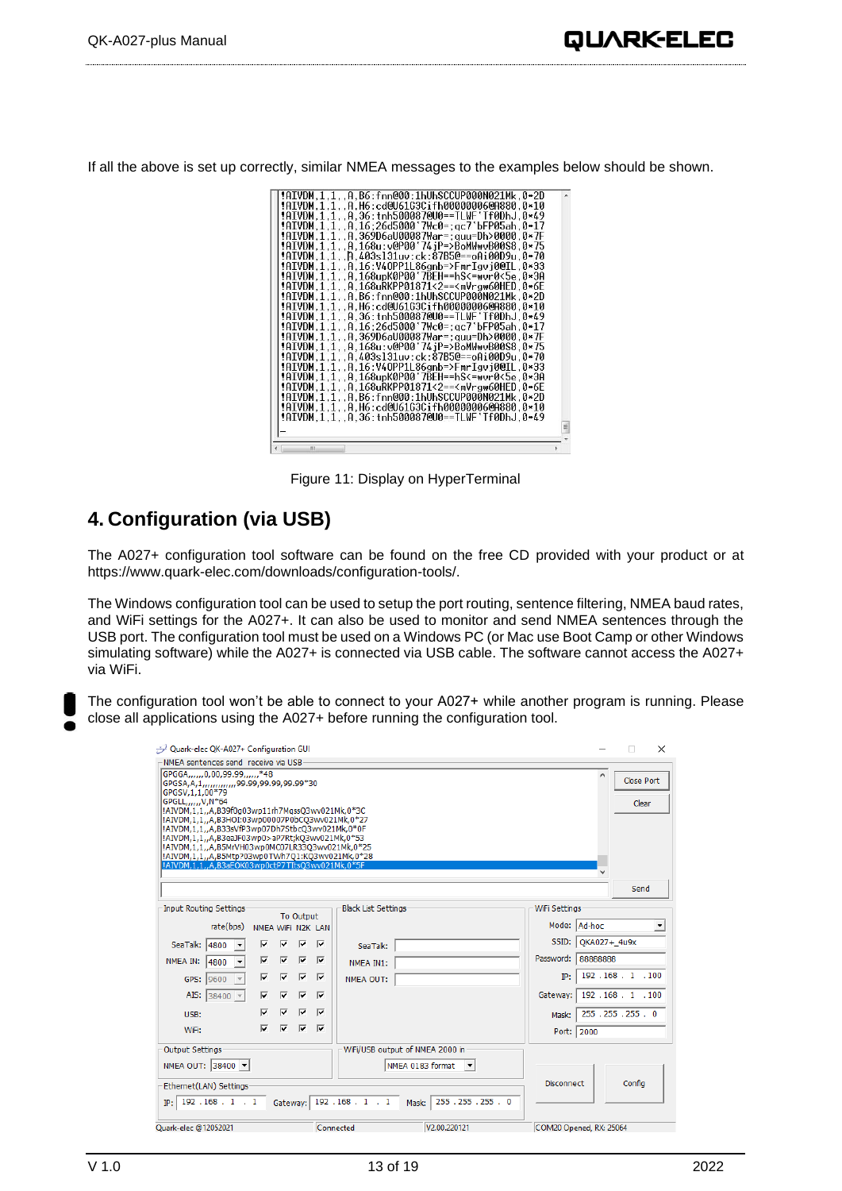If all the above is set up correctly, similar NMEA messages to the examples below should be shown.

Figure 11: Display on HyperTerminal

# 4. Configuration (via USB)

The A027+ configuration tool software can be found on the free CD provided with your product or at https://www.quark-elec.com/downloads/configuration-tools/.

The Windows configuration tool can be used to setup the port routing, sentence filtering, NMEA baud rates, and WiFi settings for the A027+. It can also be used to monitor and send NMEA sentences through the USB port. The configuration tool must be used on a Windows PC (or Mac use Boot Camp or other Windows simulating software) while the A027+ is connected via USB cable. The software cannot access the A027+ via WiFi.

The configuration tool won't be able to connect to your A027+ while another program is running. Please close all applications using the A027+ before running the configuration tool.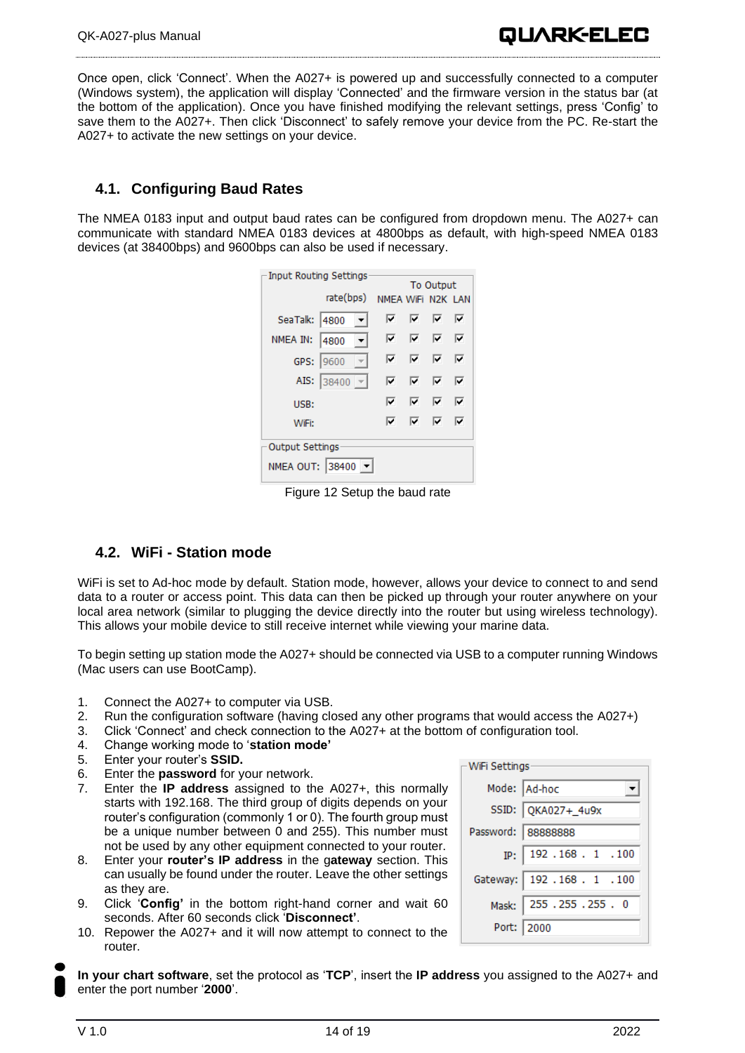Once open, click ‘Connect’. When the A027+ is powered up and successfully connected to a computer (Windows system), the application will display ‘Connected’ and the firmware version in the status bar (at the bottom of the application). Once you have finished modifying the relevant settings, press ‘Config’ to save them to the A027+. Then click ‘Disconnect’ to safely remove your device from the PC. Re-start the A027+ to activate the new settings on your device.

## 4.1. Configuring Baud Rates

The NMEA 0183 input and output baud rates can be configured from dropdown menu. The A027+ can communicate with standard NMEA 0183 devices at 4800bps as default, with high-speed NMEA 0183 devices (at 38400bps) and 9600bps can also be used if necessary.

Input Routing Settings

| | rate(bps) | NMEA | WiFi | N2K | LAN |
|---|---|---|---|---|---|
| SeaTalk: | 4800 | ☑ | ☑ | ☑ | ☑ |
| NMEA IN: | 4800 | ☑ | ☑ | ☑ | ☑ |
| GPS: | 9600 | ☑ | ☑ | ☑ | ☑ |
| AIS: | 38400 | ☑ | ☑ | ☑ | ☑ |
| USB: | | ☑ | ☑ | ☑ | ☑ |
| WiFi: | | ☑ | ☑ | ☑ | ☑ |

Output Settings

NMEA OUT: 38400

Figure 12 Setup the baud rate

## 4.2. WiFi - Station mode

WiFi is set to Ad-hoc mode by default. Station mode, however, allows your device to connect to and send data to a router or access point. This data can then be picked up through your router anywhere on your local area network (similar to plugging the device directly into the router but using wireless technology). This allows your mobile device to still receive internet while viewing your marine data.

To begin setting up station mode the A027+ should be connected via USB to a computer running Windows (Mac users can use BootCamp).

1. Connect the A027+ to computer via USB.
2. Run the configuration software (having closed any other programs that would access the A027+)
3. Click ‘Connect’ and check connection to the A027+ at the bottom of configuration tool.
4. Change working mode to ‘**station mode’**
5. Enter your router’s **SSID.**
6. Enter the **password** for your network.
7. Enter the **IP address** assigned to the A027+, this normally starts with 192.168. The third group of digits depends on your router’s configuration (commonly 1 or 0). The fourth group must be a unique number between 0 and 255). This number must not be used by any other equipment connected to your router.
8. Enter your **router’s IP address** in the g**ateway** section. This can usually be found under the router. Leave the other settings as they are.
9. Click ‘**Config’** in the bottom right-hand corner and wait 60 seconds. After 60 seconds click ‘**Disconnect’**.
10. Repower the A027+ and it will now attempt to connect to the router.

WiFi Settings

| | |
|---|---|
| Mode: | Ad-hoc |
| SSID: | QKA027+_4u9x |
| Password: | 88888888 |
| IP: | 192 . 168 . 1 . 100 |
| Gateway: | 192 . 168 . 1 . 100 |
| Mask: | 255 . 255 . 255 . 0 |
| Port: | 2000 |

**In your chart software**, set the protocol as ‘**TCP**’, insert the **IP address** you assigned to the A027+ and enter the port number ‘**2000**’.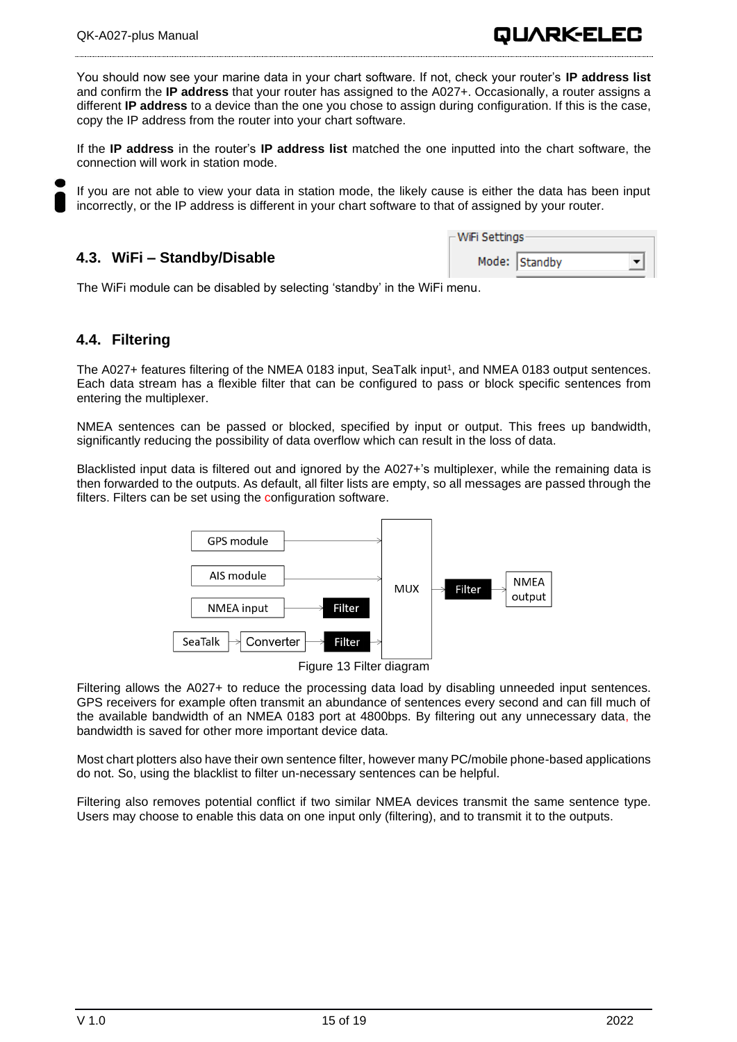You should now see your marine data in your chart software. If not, check your router's **IP address list** and confirm the **IP address** that your router has assigned to the A027+. Occasionally, a router assigns a different **IP address** to a device than the one you chose to assign during configuration. If this is the case, copy the IP address from the router into your chart software.

If the **IP address** in the router's **IP address list** matched the one inputted into the chart software, the connection will work in station mode.

If you are not able to view your data in station mode, the likely cause is either the data has been input incorrectly, or the IP address is different in your chart software to that of assigned by your router.

## 4.3. WiFi – Standby/Disable

The WiFi module can be disabled by selecting 'standby' in the WiFi menu.

## 4.4. Filtering

The A027+ features filtering of the NMEA 0183 input, SeaTalk input[1], and NMEA 0183 output sentences. Each data stream has a flexible filter that can be configured to pass or block specific sentences from entering the multiplexer.

NMEA sentences can be passed or blocked, specified by input or output. This frees up bandwidth, significantly reducing the possibility of data overflow which can result in the loss of data.

Blacklisted input data is filtered out and ignored by the A027+'s multiplexer, while the remaining data is then forwarded to the outputs. As default, all filter lists are empty, so all messages are passed through the filters. Filters can be set using the configuration software.

Figure 13 Filter diagram

Filtering allows the A027+ to reduce the processing data load by disabling unneeded input sentences. GPS receivers for example often transmit an abundance of sentences every second and can fill much of the available bandwidth of an NMEA 0183 port at 4800bps. By filtering out any unnecessary data, the bandwidth is saved for other more important device data.

Most chart plotters also have their own sentence filter, however many PC/mobile phone-based applications do not. So, using the blacklist to filter un-necessary sentences can be helpful.

Filtering also removes potential conflict if two similar NMEA devices transmit the same sentence type. Users may choose to enable this data on one input only (filtering), and to transmit it to the outputs.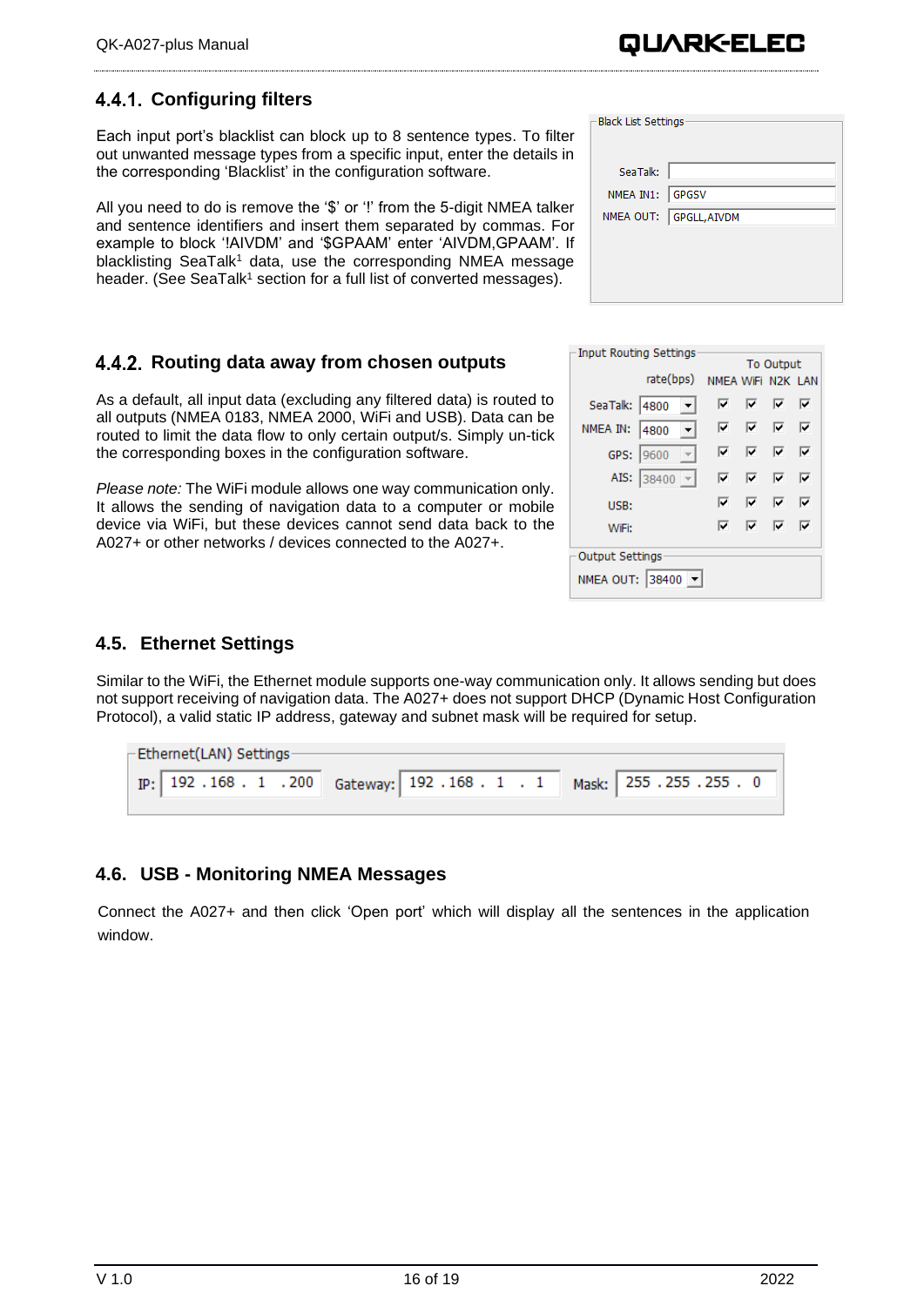### 4.4.1. Configuring filters

Each input port's blacklist can block up to 8 sentence types. To filter out unwanted message types from a specific input, enter the details in the corresponding 'Blacklist' in the configuration software.

All you need to do is remove the '$' or '!' from the 5-digit NMEA talker and sentence identifiers and insert them separated by commas. For example to block '!AIVDM' and '$GPAAM' enter 'AIVDM,GPAAM'. If blacklisting SeaTalk[1] data, use the corresponding NMEA message header. (See SeaTalk[1] section for a full list of converted messages).

Black List Settings

| | |
|---|---|
| SeaTalk: | |
| NMEA IN1: | GPGSV |
| NMEA OUT: | GPGLL,AIVDM |

### 4.4.2. Routing data away from chosen outputs

As a default, all input data (excluding any filtered data) is routed to all outputs (NMEA 0183, NMEA 2000, WiFi and USB). Data can be routed to limit the data flow to only certain output/s. Simply un-tick the corresponding boxes in the configuration software.

*Please note:* The WiFi module allows one way communication only. It allows the sending of navigation data to a computer or mobile device via WiFi, but these devices cannot send data back to the A027+ or other networks / devices connected to the A027+.

Input Routing Settings

| | rate(bps) | To Output NMEA | WiFi | N2K | LAN |
|---|---|---|---|---|---|
| SeaTalk: | 4800 | ☑ | ☑ | ☑ | ☑ |
| NMEA IN: | 4800 | ☑ | ☑ | ☑ | ☑ |
| GPS: | 9600 | ☑ | ☑ | ☑ | ☑ |
| AIS: | 38400 | ☑ | ☑ | ☑ | ☑ |
| USB: | | ☑ | ☑ | ☑ | ☑ |
| WiFi: | | ☑ | ☑ | ☑ | ☑ |

Output Settings

NMEA OUT: 38400

## 4.5. Ethernet Settings

Similar to the WiFi, the Ethernet module supports one-way communication only. It allows sending but does not support receiving of navigation data. The A027+ does not support DHCP (Dynamic Host Configuration Protocol), a valid static IP address, gateway and subnet mask will be required for setup.

Ethernet(LAN) Settings

| IP: | Gateway: | Mask: |
|---|---|---|
| 192 . 168 . 1 . 200 | 192 . 168 . 1 . 1 | 255 . 255 . 255 . 0 |

## 4.6. USB - Monitoring NMEA Messages

Connect the A027+ and then click 'Open port' which will display all the sentences in the application window.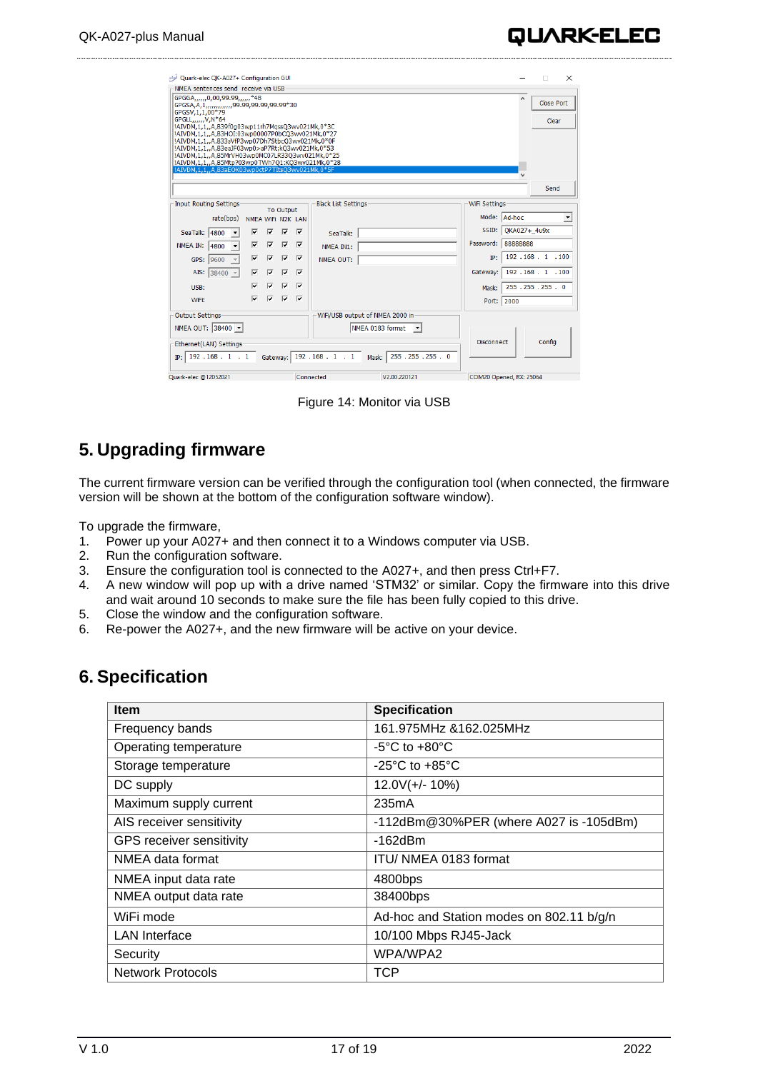Figure 14: Monitor via USB

# 5. Upgrading firmware

The current firmware version can be verified through the configuration tool (when connected, the firmware version will be shown at the bottom of the configuration software window).

To upgrade the firmware,

1. Power up your A027+ and then connect it to a Windows computer via USB.
2. Run the configuration software.
3. Ensure the configuration tool is connected to the A027+, and then press Ctrl+F7.
4. A new window will pop up with a drive named 'STM32' or similar. Copy the firmware into this drive and wait around 10 seconds to make sure the file has been fully copied to this drive.
5. Close the window and the configuration software.
6. Re-power the A027+, and the new firmware will be active on your device.

# 6. Specification

| Item | Specification |
|---|---|
| Frequency bands | 161.975MHz &162.025MHz |
| Operating temperature | -5°C to +80°C |
| Storage temperature | -25°C to +85°C |
| DC supply | 12.0V(+/- 10%) |
| Maximum supply current | 235mA |
| AIS receiver sensitivity | -112dBm@30%PER (where A027 is -105dBm) |
| GPS receiver sensitivity | -162dBm |
| NMEA data format | ITU/ NMEA 0183 format |
| NMEA input data rate | 4800bps |
| NMEA output data rate | 38400bps |
| WiFi mode | Ad-hoc and Station modes on 802.11 b/g/n |
| LAN Interface | 10/100 Mbps RJ45-Jack |
| Security | WPA/WPA2 |
| Network Protocols | TCP |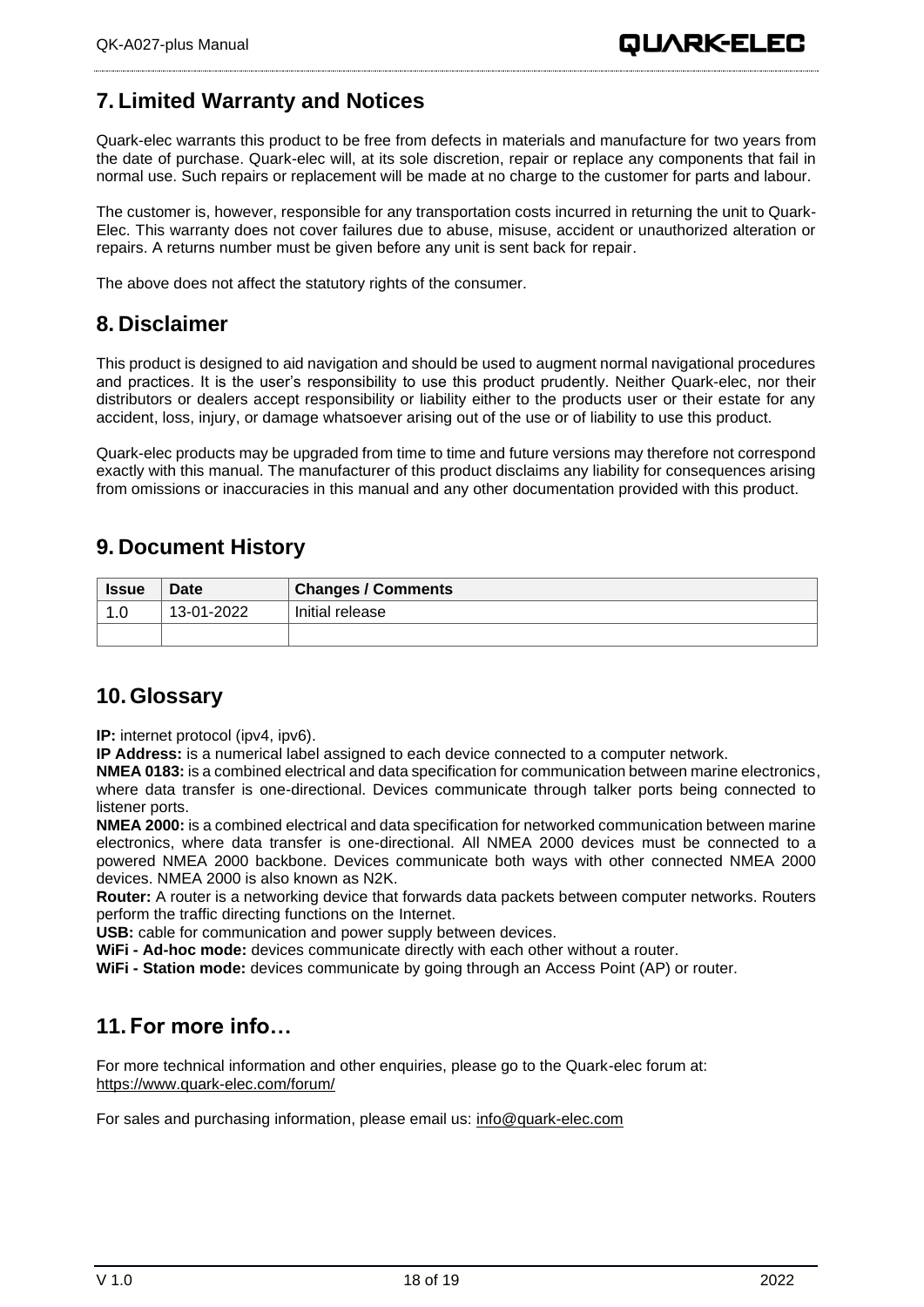## 7. Limited Warranty and Notices

Quark-elec warrants this product to be free from defects in materials and manufacture for two years from the date of purchase. Quark-elec will, at its sole discretion, repair or replace any components that fail in normal use. Such repairs or replacement will be made at no charge to the customer for parts and labour.

The customer is, however, responsible for any transportation costs incurred in returning the unit to Quark-Elec. This warranty does not cover failures due to abuse, misuse, accident or unauthorized alteration or repairs. A returns number must be given before any unit is sent back for repair.

The above does not affect the statutory rights of the consumer.

## 8. Disclaimer

This product is designed to aid navigation and should be used to augment normal navigational procedures and practices. It is the user's responsibility to use this product prudently. Neither Quark-elec, nor their distributors or dealers accept responsibility or liability either to the products user or their estate for any accident, loss, injury, or damage whatsoever arising out of the use or of liability to use this product.

Quark-elec products may be upgraded from time to time and future versions may therefore not correspond exactly with this manual. The manufacturer of this product disclaims any liability for consequences arising from omissions or inaccuracies in this manual and any other documentation provided with this product.

## 9. Document History

| Issue | Date | Changes / Comments |
|---|---|---|
| 1.0 | 13-01-2022 | Initial release |
| | | |

## 10. Glossary

**IP:** internet protocol (ipv4, ipv6).
**IP Address:** is a numerical label assigned to each device connected to a computer network.
**NMEA 0183:** is a combined electrical and data specification for communication between marine electronics, where data transfer is one-directional. Devices communicate through talker ports being connected to listener ports.
**NMEA 2000:** is a combined electrical and data specification for networked communication between marine electronics, where data transfer is one-directional. All NMEA 2000 devices must be connected to a powered NMEA 2000 backbone. Devices communicate both ways with other connected NMEA 2000 devices. NMEA 2000 is also known as N2K.
**Router:** A router is a networking device that forwards data packets between computer networks. Routers perform the traffic directing functions on the Internet.
**USB:** cable for communication and power supply between devices.
**WiFi - Ad-hoc mode:** devices communicate directly with each other without a router.
**WiFi - Station mode:** devices communicate by going through an Access Point (AP) or router.

## 11. For more info…

For more technical information and other enquiries, please go to the Quark-elec forum at:
https://www.quark-elec.com/forum/

For sales and purchasing information, please email us: info@quark-elec.com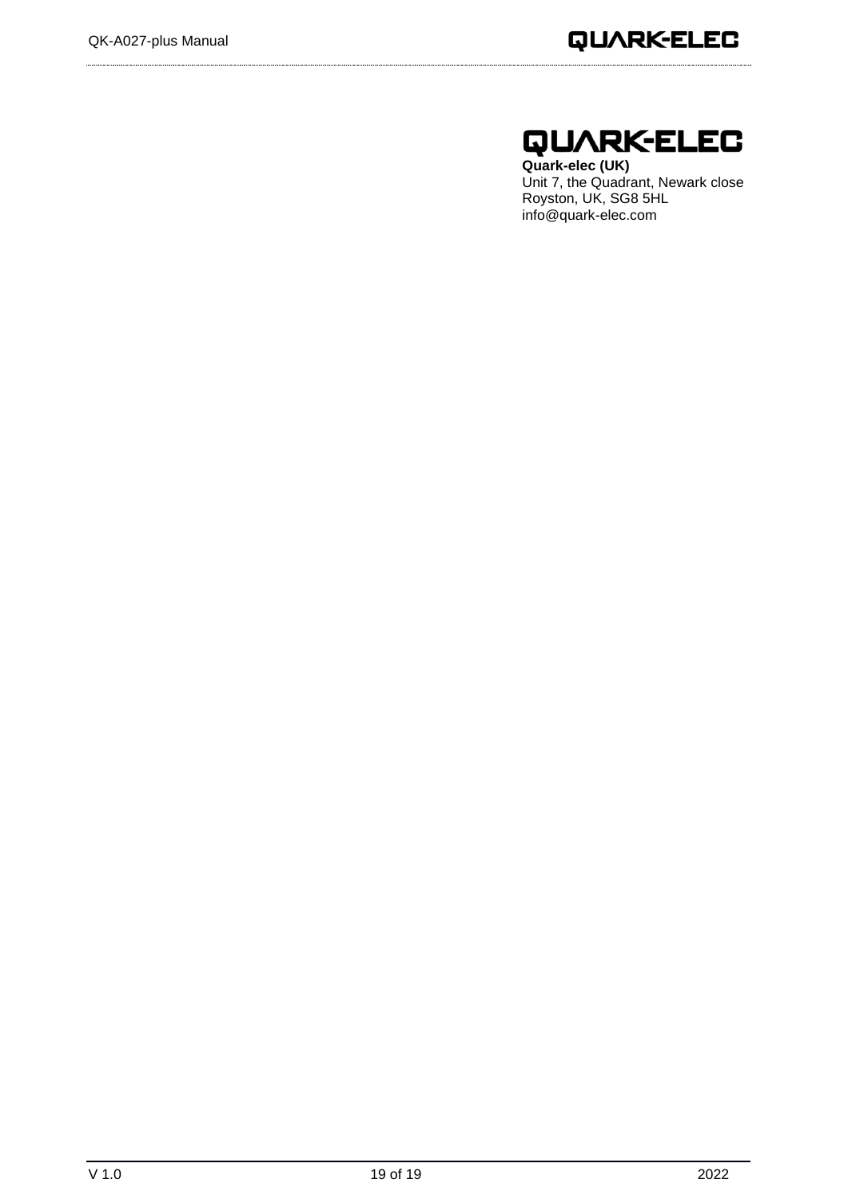QUARK-ELEC

**Quark-elec (UK)**
Unit 7, the Quadrant, Newark close
Royston, UK, SG8 5HL
info@quark-elec.com